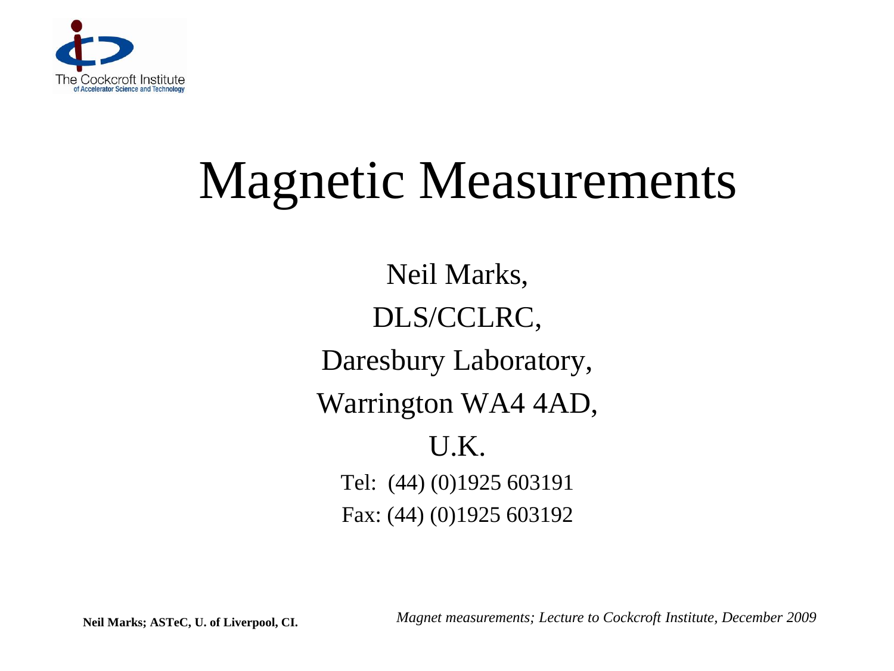# Magnetic Measurements

Neil Marks,

DLS/CCLRC,

Daresbury Laboratory,

Warrington WA4 4AD,

U.K.

Tel: (44) (0)1925 603191

Fax: (44) (0)1925 603192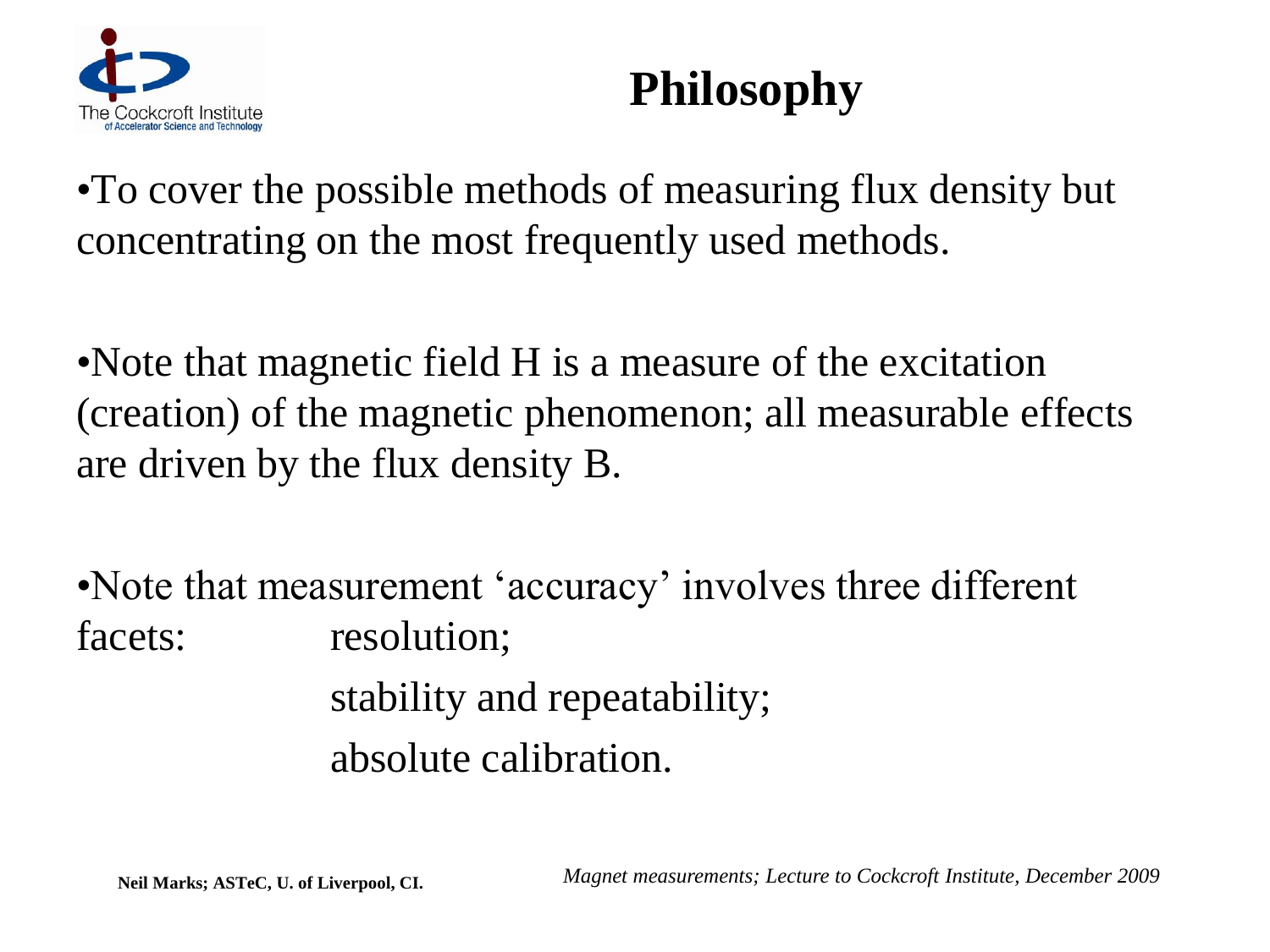# Philosophy

- To cover the possible methods of measuring flux density but concentrating on the most frequently used methods.

- Note that magnetic field H is a measure of the excitation (creation) of the magnetic phenomenon; all measurable effects are driven by the flux density B.

- Note that measurement 'accuracy' involves three different facets:
  - resolution;
  - stability and repeatability;
  - absolute calibration.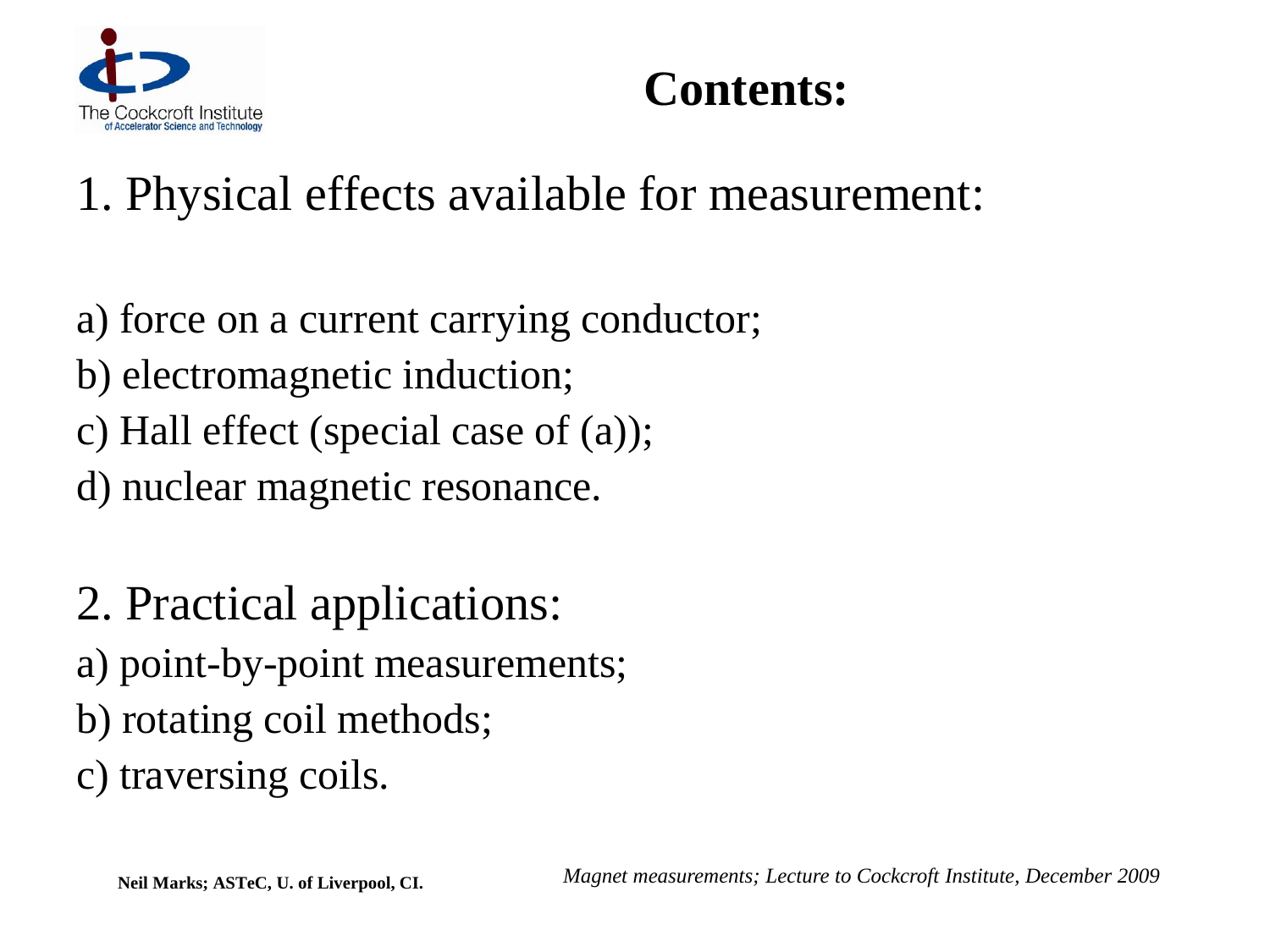# Contents:

1. Physical effects available for measurement:

a) force on a current carrying conductor;
b) electromagnetic induction;
c) Hall effect (special case of (a));
d) nuclear magnetic resonance.

2. Practical applications:
a) point-by-point measurements;
b) rotating coil methods;
c) traversing coils.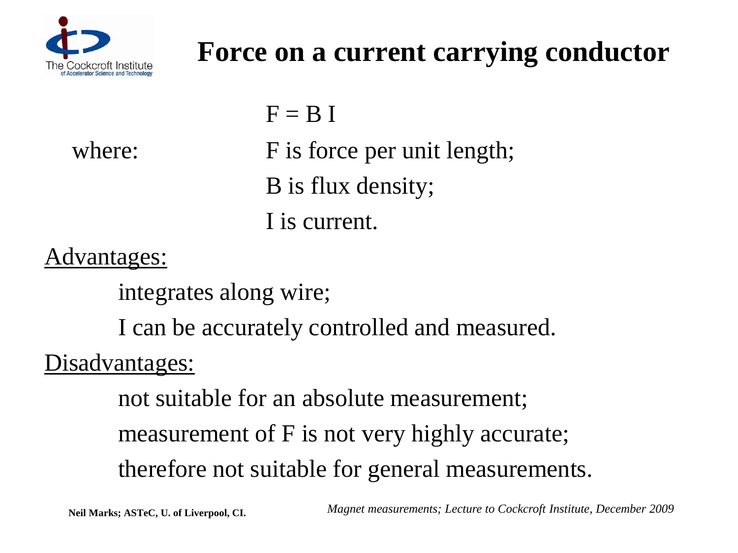# Force on a current carrying conductor

$$F = B\,I$$

where:

- $F$ is force per unit length;
- $B$ is flux density;
- $I$ is current.

Advantages:

- integrates along wire;
- $I$ can be accurately controlled and measured.

Disadvantages:

- not suitable for an absolute measurement;
- measurement of $F$ is not very highly accurate;
- therefore not suitable for general measurements.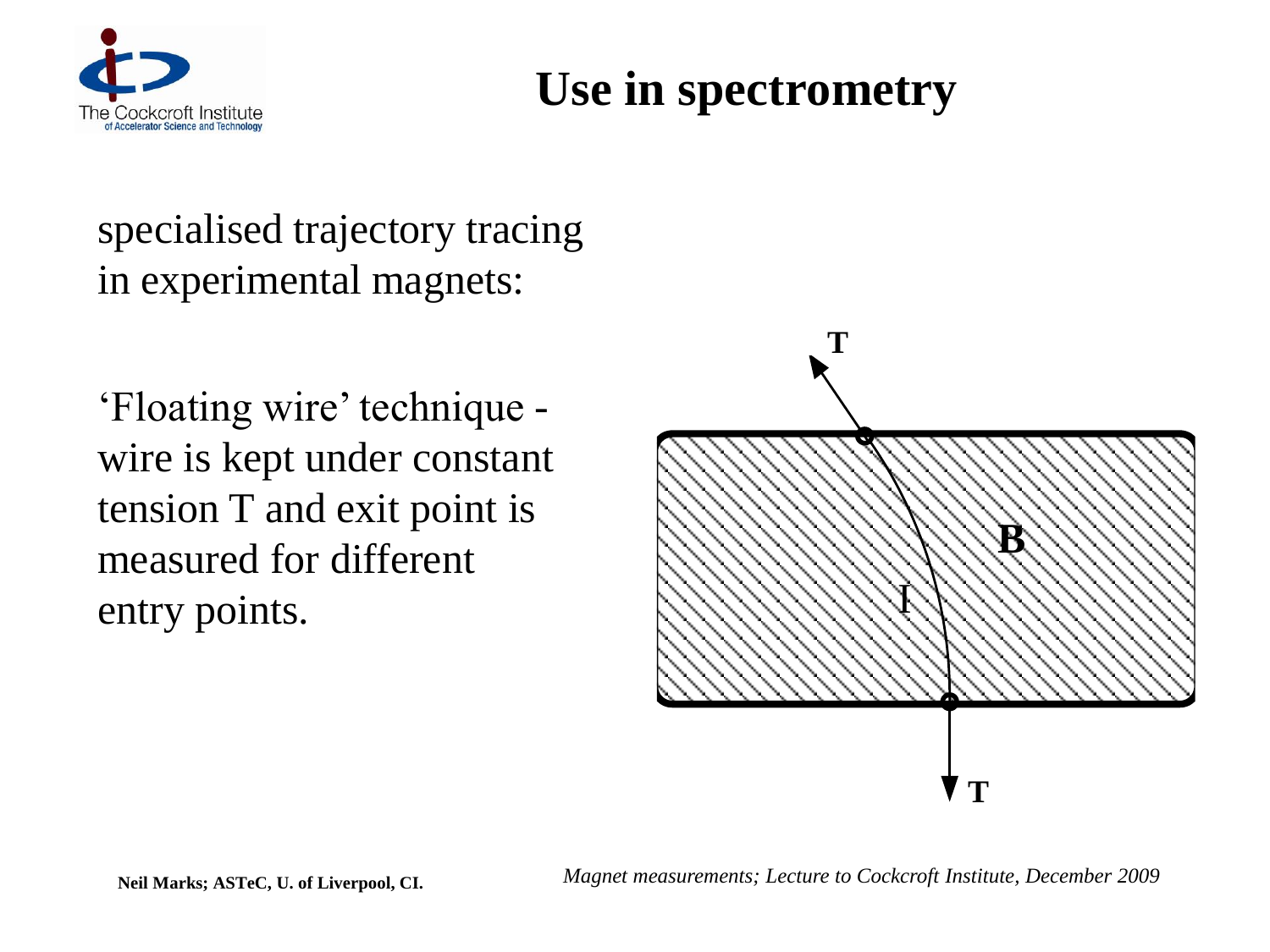# Use in spectrometry

specialised trajectory tracing in experimental magnets:

'Floating wire' technique - wire is kept under constant tension T and exit point is measured for different entry points.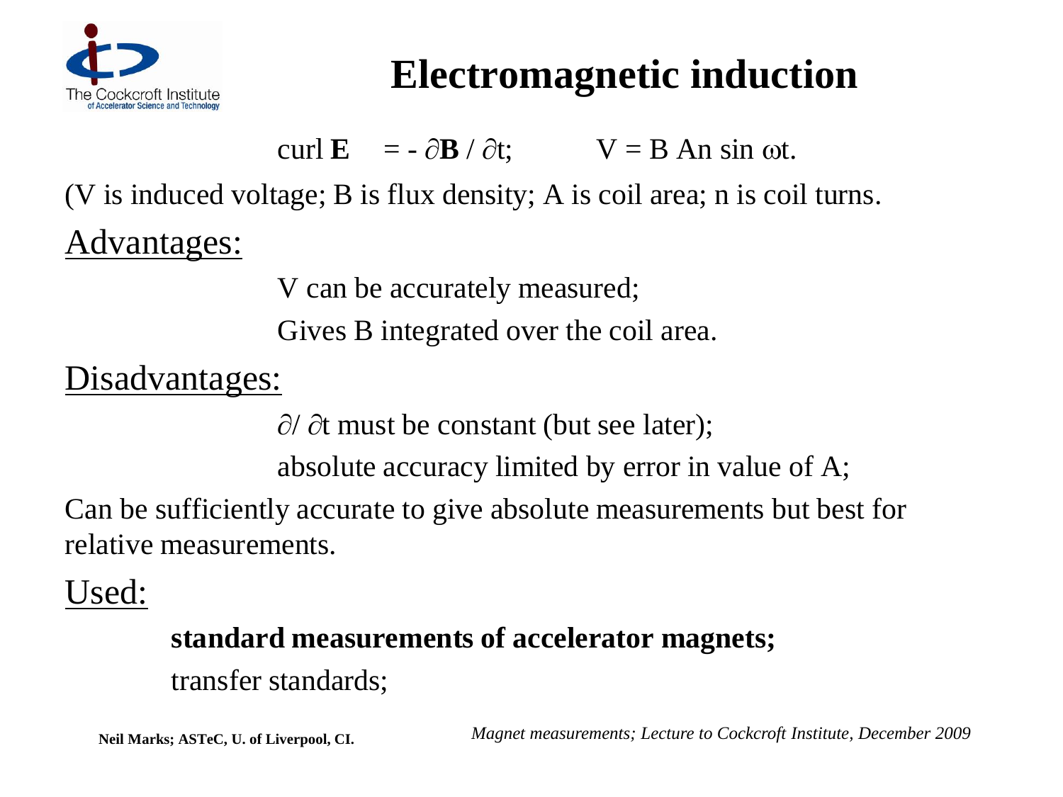# Electromagnetic induction

$$\text{curl } \mathbf{E} = - \partial \mathbf{B} / \partial t; \qquad V = B\,An \sin \omega t.$$

(V is induced voltage; B is flux density; A is coil area; n is coil turns.

<u>Advantages:</u>

V can be accurately measured;

Gives B integrated over the coil area.

<u>Disadvantages:</u>

$\partial / \partial t$ must be constant (but see later);

absolute accuracy limited by error in value of A;

Can be sufficiently accurate to give absolute measurements but best for relative measurements.

<u>Used:</u>

**standard measurements of accelerator magnets;**

transfer standards;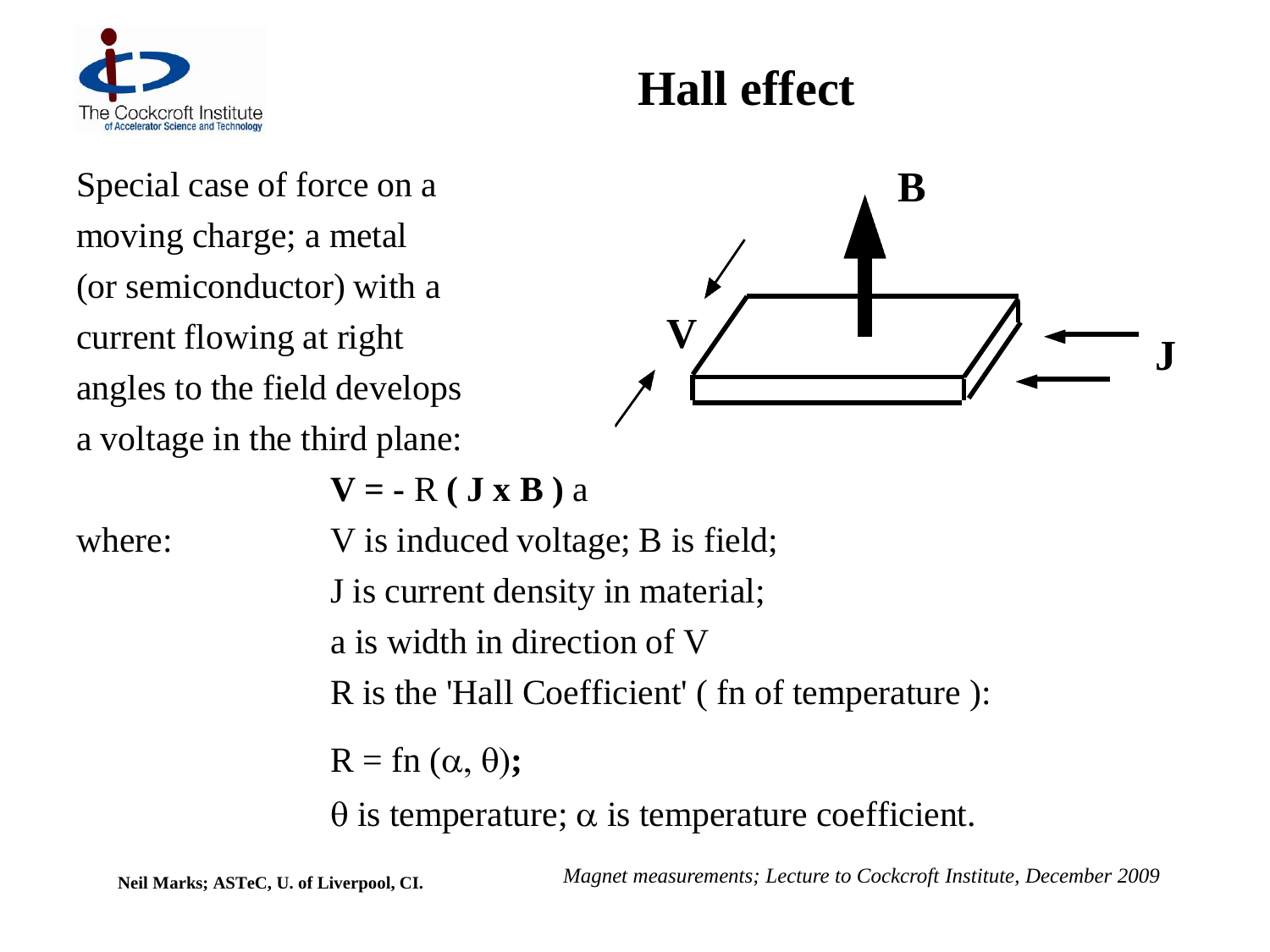# Hall effect

Special case of force on a moving charge; a metal (or semiconductor) with a current flowing at right angles to the field develops a voltage in the third plane:

$$\mathbf{V} = -R\,(\mathbf{J} \times \mathbf{B})\,a$$

where:

V is induced voltage; B is field;

J is current density in material;

a is width in direction of V

R is the 'Hall Coefficient' ( fn of temperature ):

$R = \text{fn}(\alpha, \theta)$;

$\theta$ is temperature; $\alpha$ is temperature coefficient.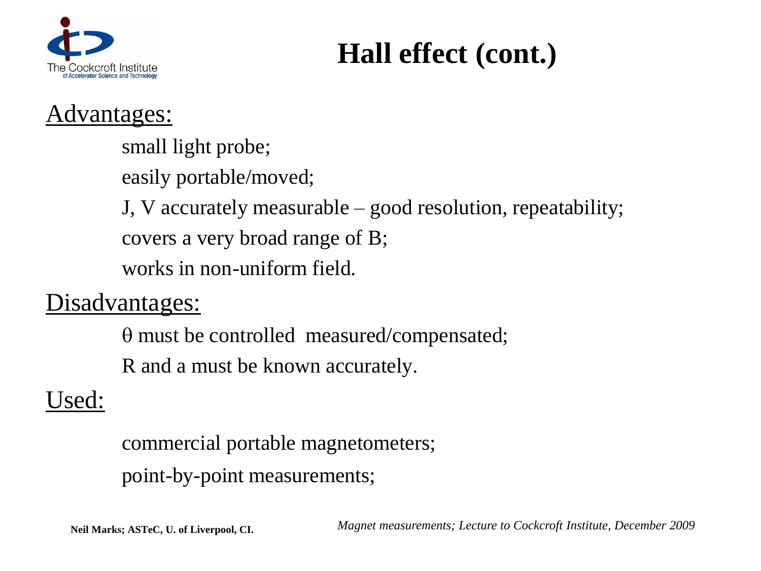# Hall effect (cont.)

Advantages:

- small light probe;
- easily portable/moved;
- J, V accurately measurable – good resolution, repeatability;
- covers a very broad range of B;
- works in non-uniform field.

Disadvantages:

- $\theta$ must be controlled measured/compensated;
- R and a must be known accurately.

Used:

- commercial portable magnetometers;
- point-by-point measurements;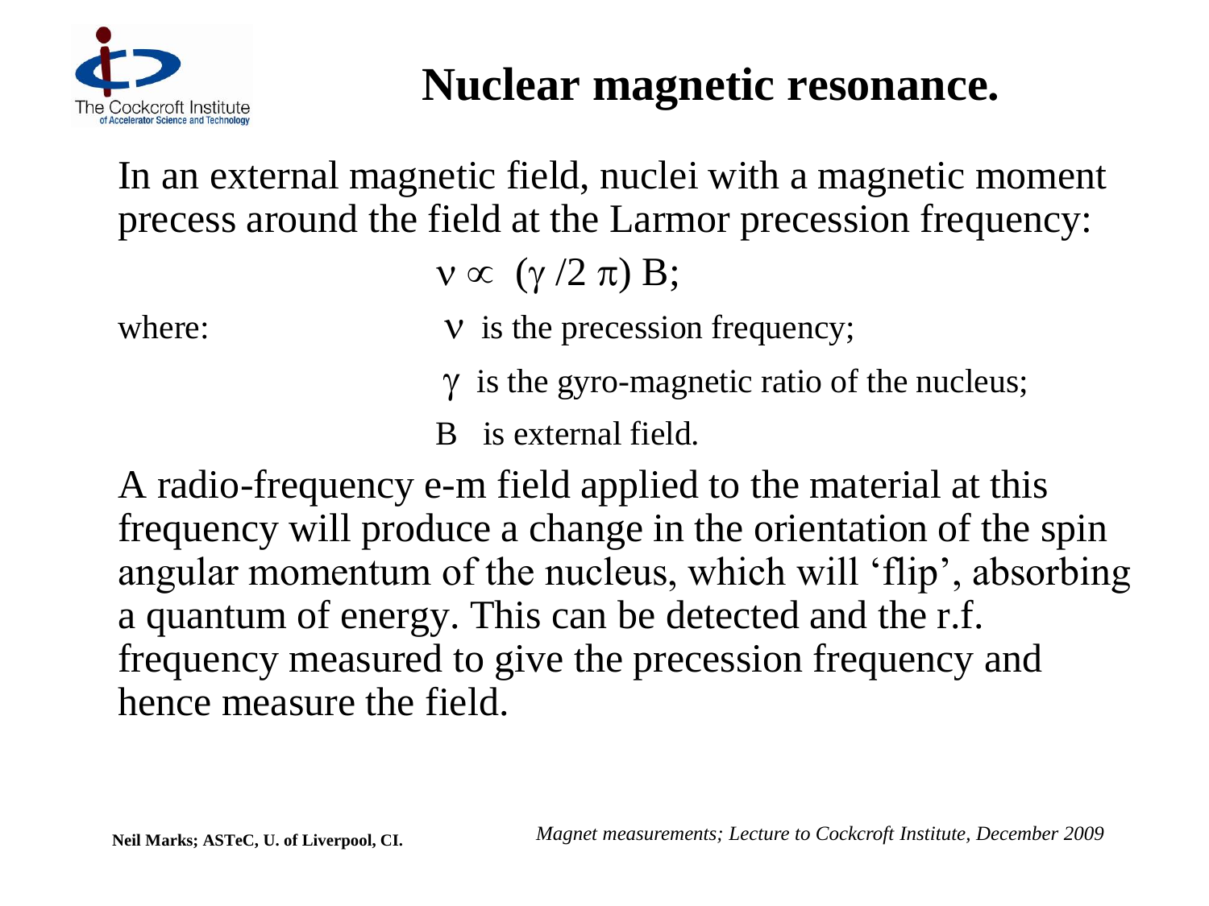# Nuclear magnetic resonance.

In an external magnetic field, nuclei with a magnetic moment precess around the field at the Larmor precession frequency:

$$\nu \propto (\gamma / 2\pi) B;$$

where:
- $\nu$ is the precession frequency;
- $\gamma$ is the gyro-magnetic ratio of the nucleus;
- B is external field.

A radio-frequency e-m field applied to the material at this frequency will produce a change in the orientation of the spin angular momentum of the nucleus, which will 'flip', absorbing a quantum of energy. This can be detected and the r.f. frequency measured to give the precession frequency and hence measure the field.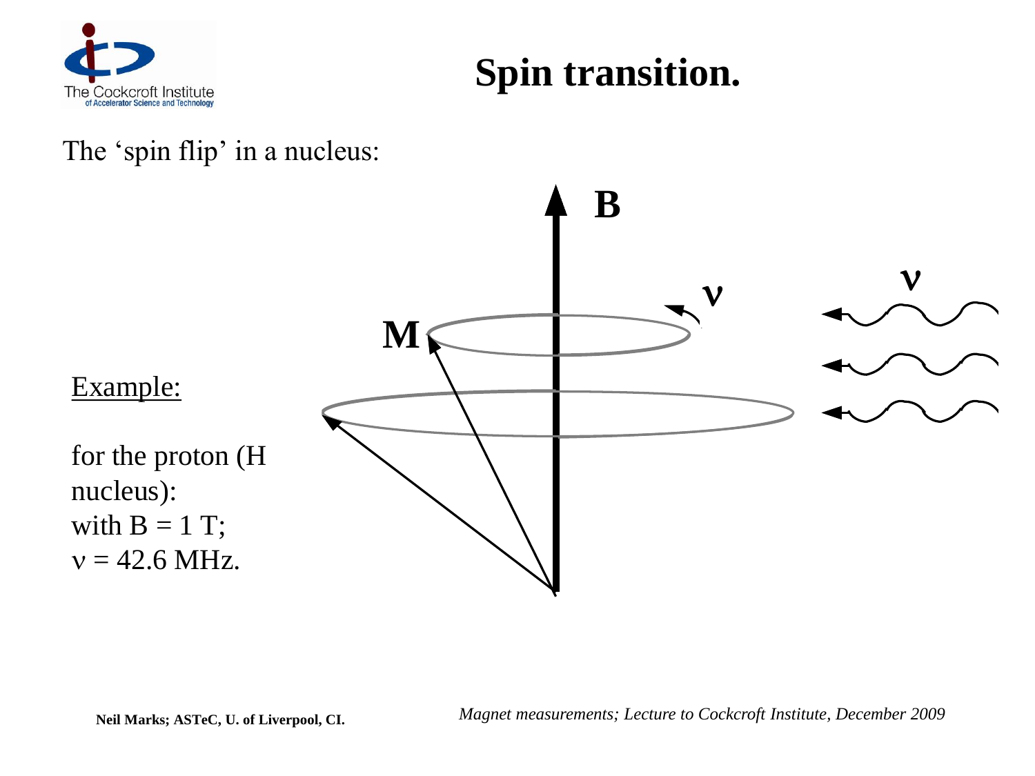# Spin transition.

The 'spin flip' in a nucleus:

Example:

for the proton (H nucleus):
with B = 1 T;
$\nu$ = 42.6 MHz.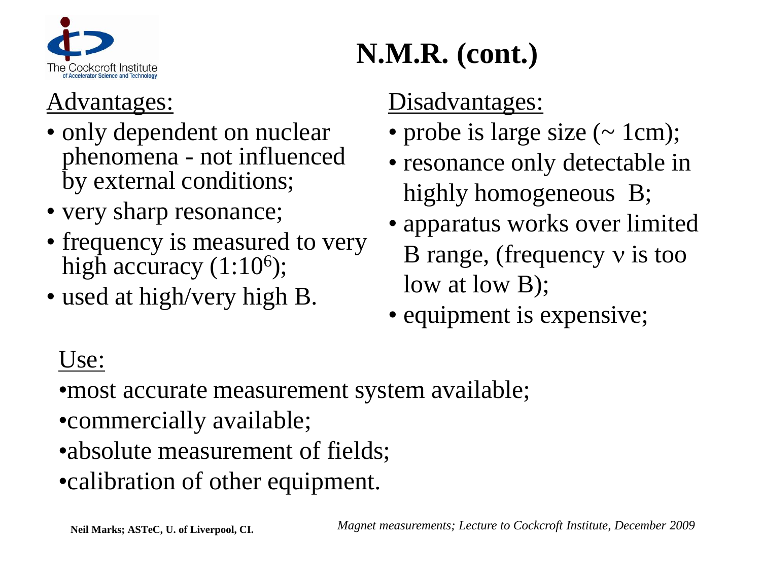# N.M.R. (cont.)

Advantages:

- only dependent on nuclear phenomena - not influenced by external conditions;
- very sharp resonance;
- frequency is measured to very high accuracy ($1:10^6$);
- used at high/very high B.

Disadvantages:

- probe is large size (~ 1cm);
- resonance only detectable in highly homogeneous B;
- apparatus works over limited B range, (frequency $\nu$ is too low at low B);
- equipment is expensive;

Use:

- most accurate measurement system available;
- commercially available;
- absolute measurement of fields;
- calibration of other equipment.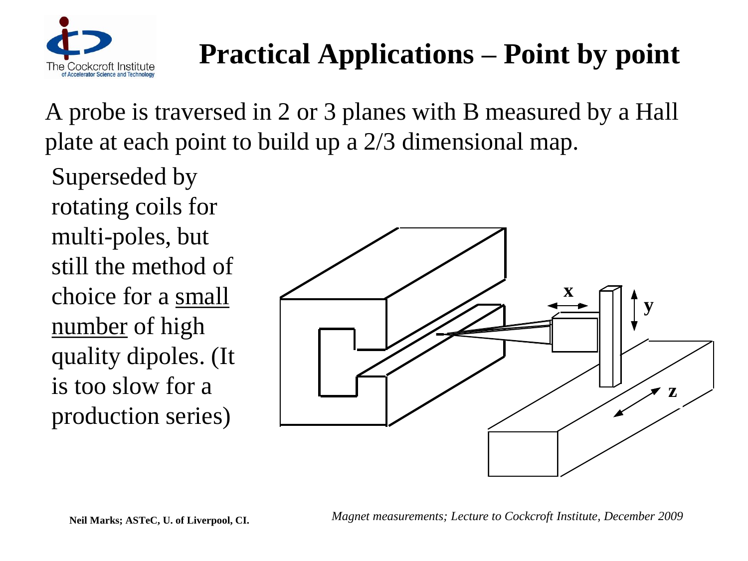# Practical Applications – Point by point

A probe is traversed in 2 or 3 planes with B measured by a Hall plate at each point to build up a 2/3 dimensional map.

Superseded by rotating coils for multi-poles, but still the method of choice for a <u>small number</u> of high quality dipoles. (It is too slow for a production series)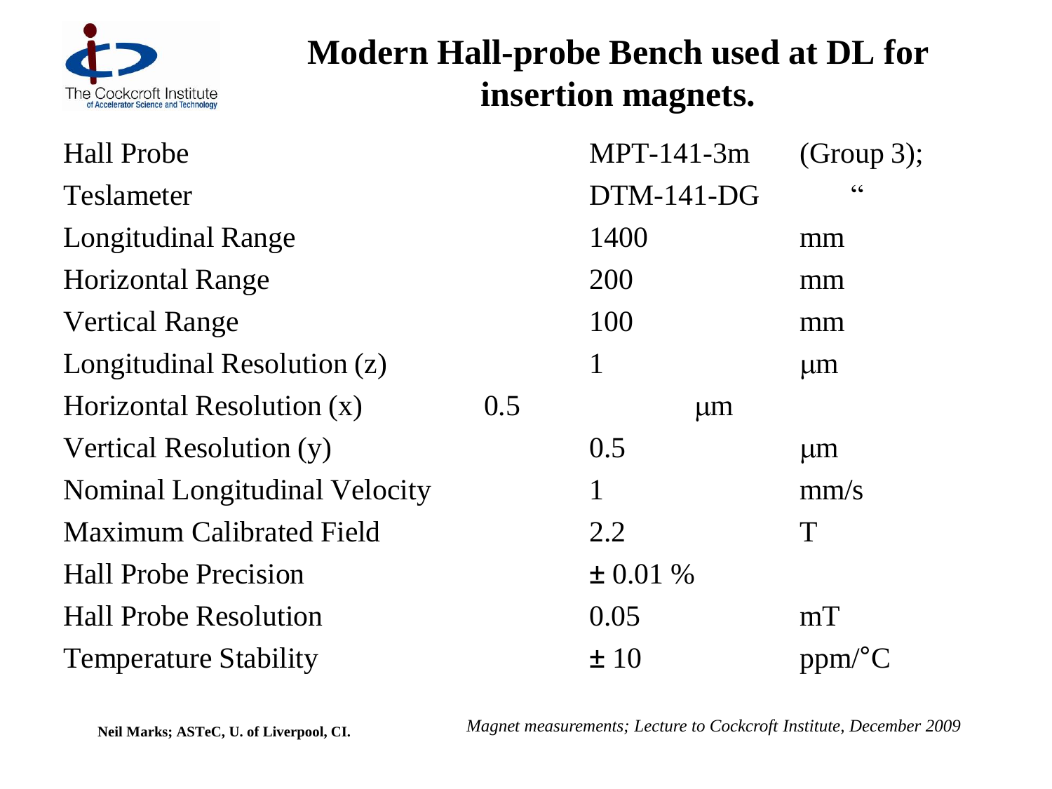# Modern Hall-probe Bench used at DL for insertion magnets.

| | | |
|---|---|---|
| Hall Probe | MPT-141-3m | (Group 3); |
| Teslameter | DTM-141-DG | " |
| Longitudinal Range | 1400 | mm |
| Horizontal Range | 200 | mm |
| Vertical Range | 100 | mm |
| Longitudinal Resolution (z) | 1 | μm |
| Horizontal Resolution (x) | 0.5 | μm |
| Vertical Resolution (y) | 0.5 | μm |
| Nominal Longitudinal Velocity | 1 | mm/s |
| Maximum Calibrated Field | 2.2 | T |
| Hall Probe Precision | ± 0.01 % | |
| Hall Probe Resolution | 0.05 | mT |
| Temperature Stability | ± 10 | ppm/°C |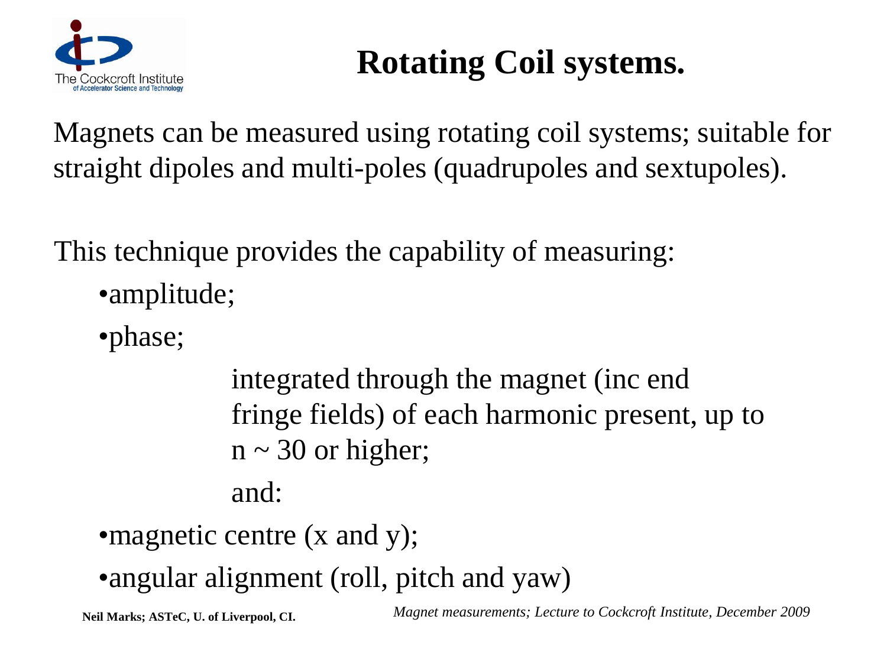# Rotating Coil systems.

Magnets can be measured using rotating coil systems; suitable for straight dipoles and multi-poles (quadrupoles and sextupoles).

This technique provides the capability of measuring:

- amplitude;
- phase;

integrated through the magnet (inc end fringe fields) of each harmonic present, up to $n \sim 30$ or higher;

and:

- magnetic centre (x and y);
- angular alignment (roll, pitch and yaw)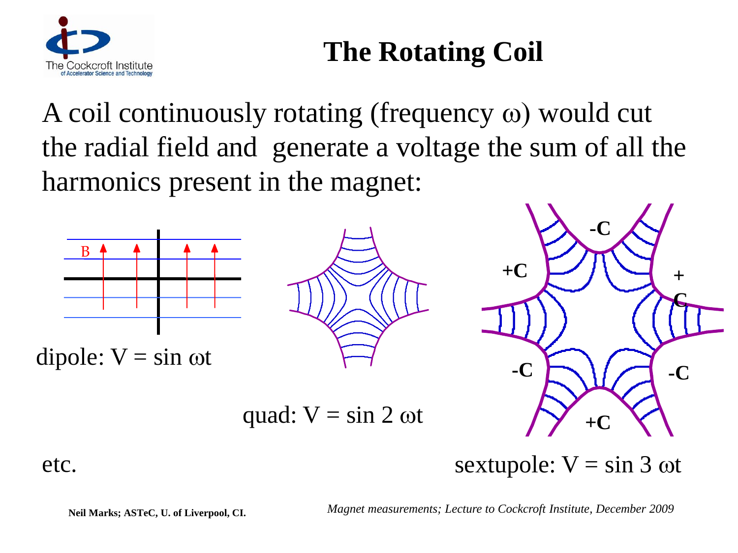# The Rotating Coil

A coil continuously rotating (frequency $\omega$) would cut the radial field and generate a voltage the sum of all the harmonics present in the magnet:

dipole: $V = \sin \omega t$

quad: $V = \sin 2 \omega t$

sextupole: $V = \sin 3 \omega t$

etc.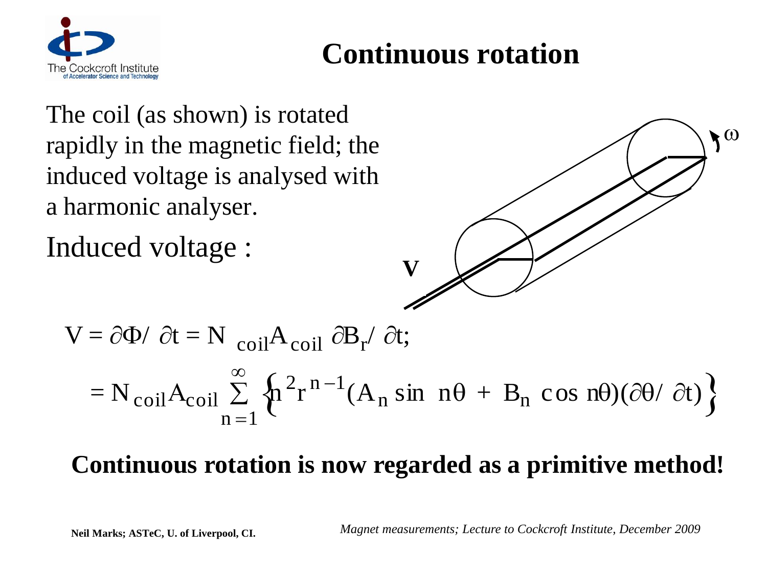# Continuous rotation

The coil (as shown) is rotated rapidly in the magnetic field; the induced voltage is analysed with a harmonic analyser.

Induced voltage :

$$V = \partial\Phi / \partial t = N_{coil} A_{coil}\, \partial B_r / \partial t;$$

$$= N_{coil} A_{coil} \sum_{n=1}^{\infty} \left\{ n^2 r^{n-1} (A_n \sin n\theta + B_n \cos n\theta)(\partial\theta / \partial t) \right\}$$

**Continuous rotation is now regarded as a primitive method!**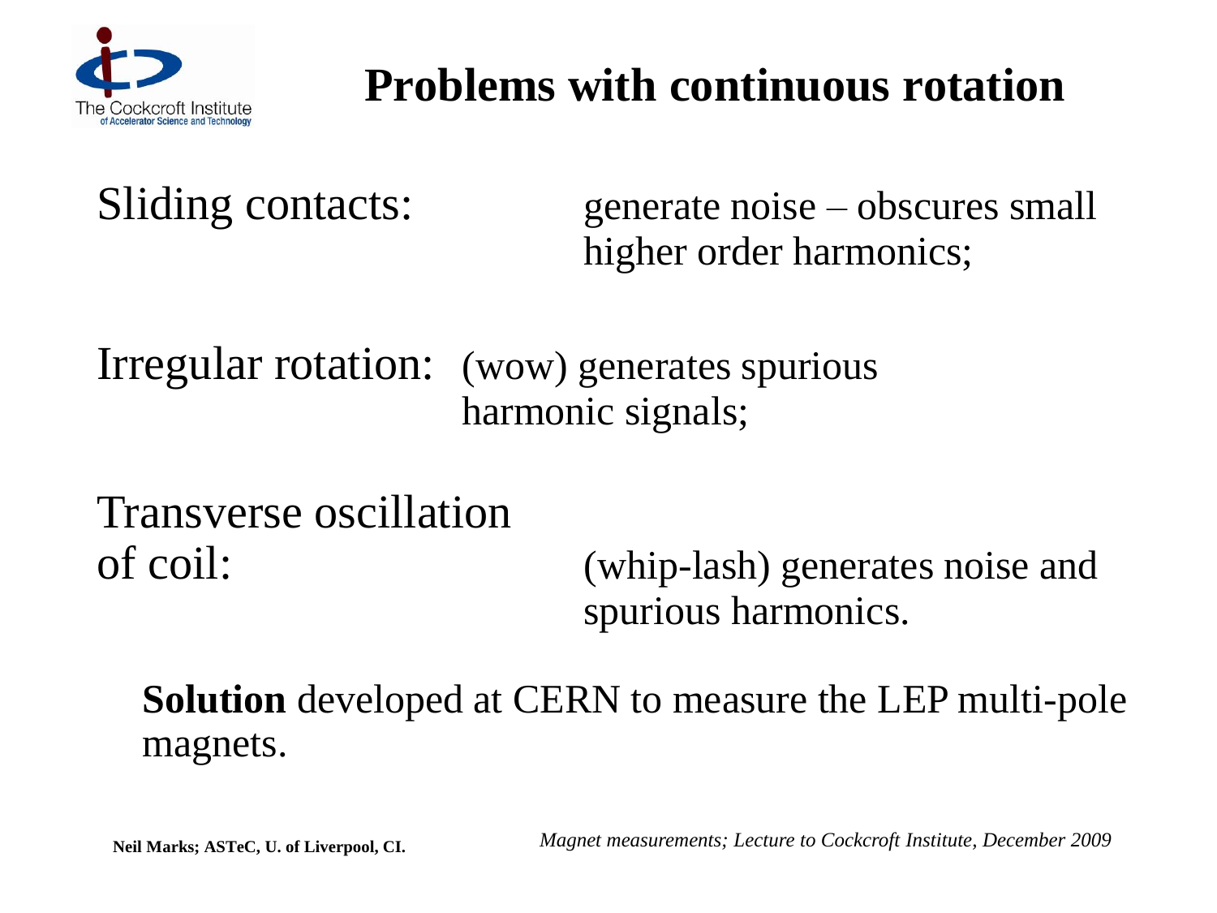# Problems with continuous rotation

Sliding contacts: generate noise – obscures small higher order harmonics;

Irregular rotation: (wow) generates spurious harmonic signals;

Transverse oscillation of coil: (whip-lash) generates noise and spurious harmonics.

**Solution** developed at CERN to measure the LEP multi-pole magnets.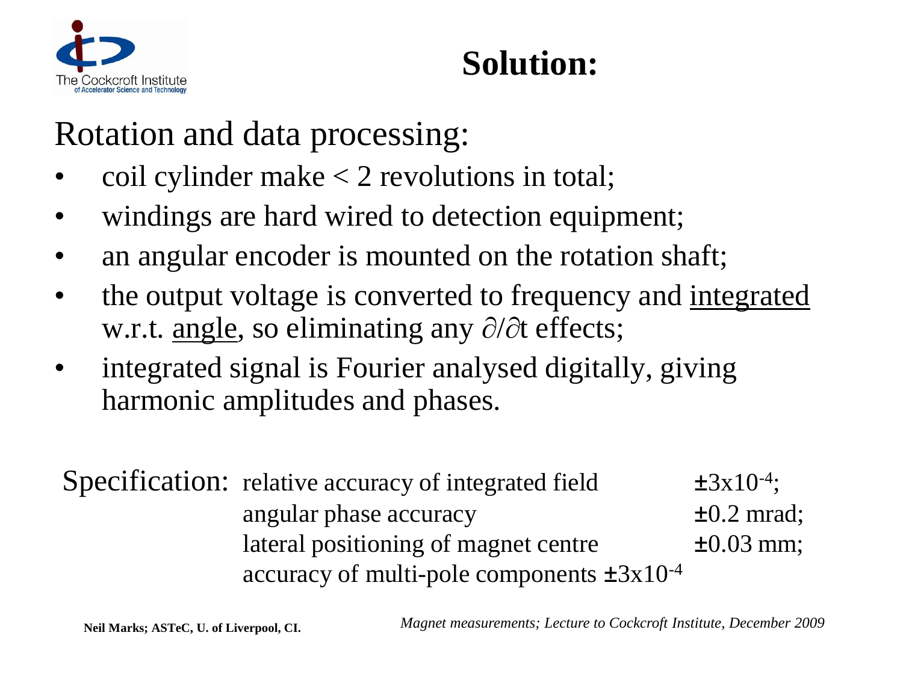# Solution:

## Rotation and data processing:

- coil cylinder make < 2 revolutions in total;
- windings are hard wired to detection equipment;
- an angular encoder is mounted on the rotation shaft;
- the output voltage is converted to frequency and <u>integrated</u> w.r.t. <u>angle</u>, so eliminating any $\partial/\partial t$ effects;
- integrated signal is Fourier analysed digitally, giving harmonic amplitudes and phases.

Specification:

| | | |
|---|---|---|
| relative accuracy of integrated field | | $\pm 3 \times 10^{-4}$; |
| angular phase accuracy | | $\pm 0.2$ mrad; |
| lateral positioning of magnet centre | | $\pm 0.03$ mm; |
| accuracy of multi-pole components $\pm 3 \times 10^{-4}$ | | |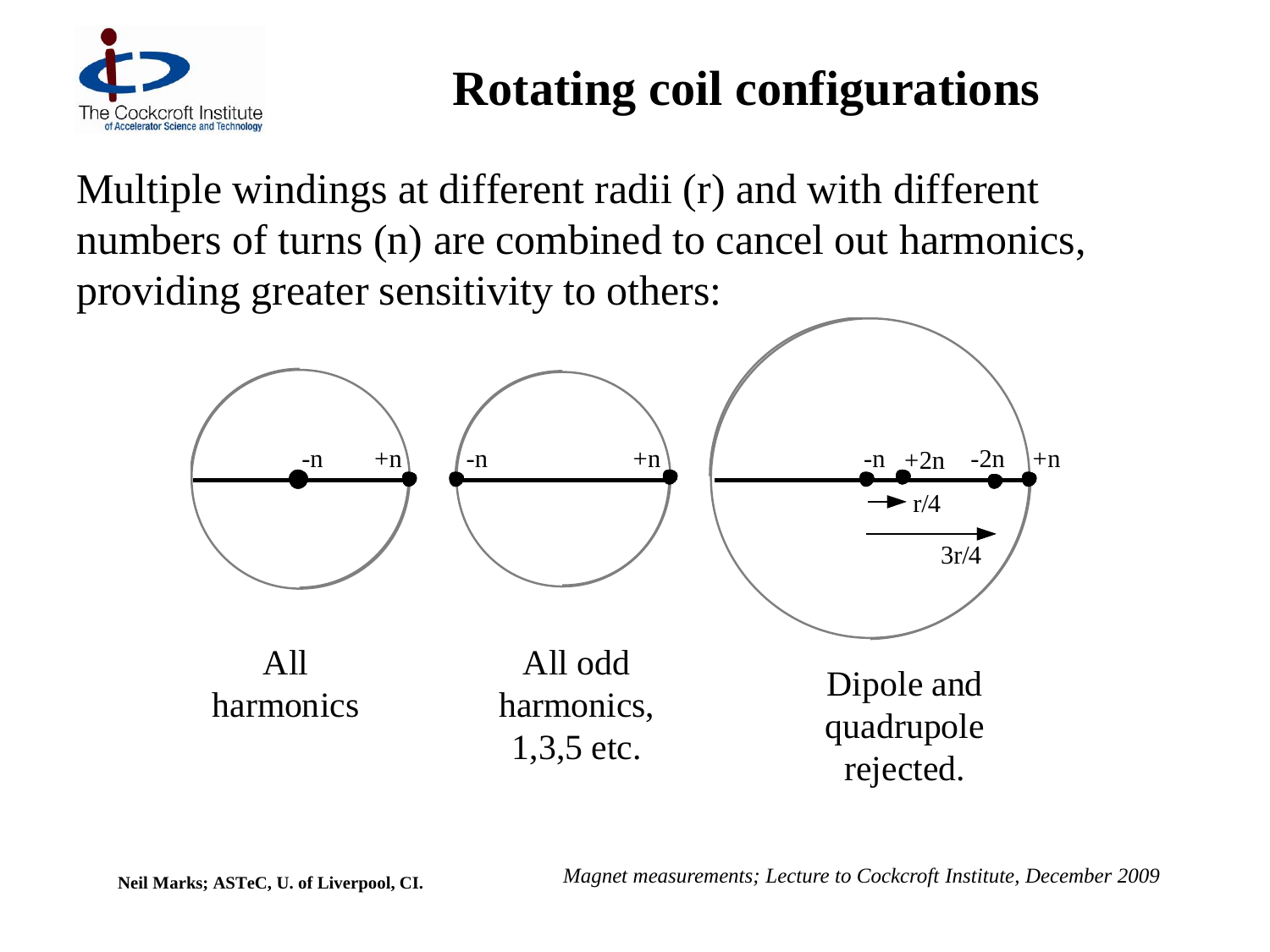# Rotating coil configurations

Multiple windings at different radii (r) and with different numbers of turns (n) are combined to cancel out harmonics, providing greater sensitivity to others:

-n +n

-n +n

-n +2n -2n +n

r/4

3r/4

All harmonics

All odd harmonics, 1,3,5 etc.

Dipole and quadrupole rejected.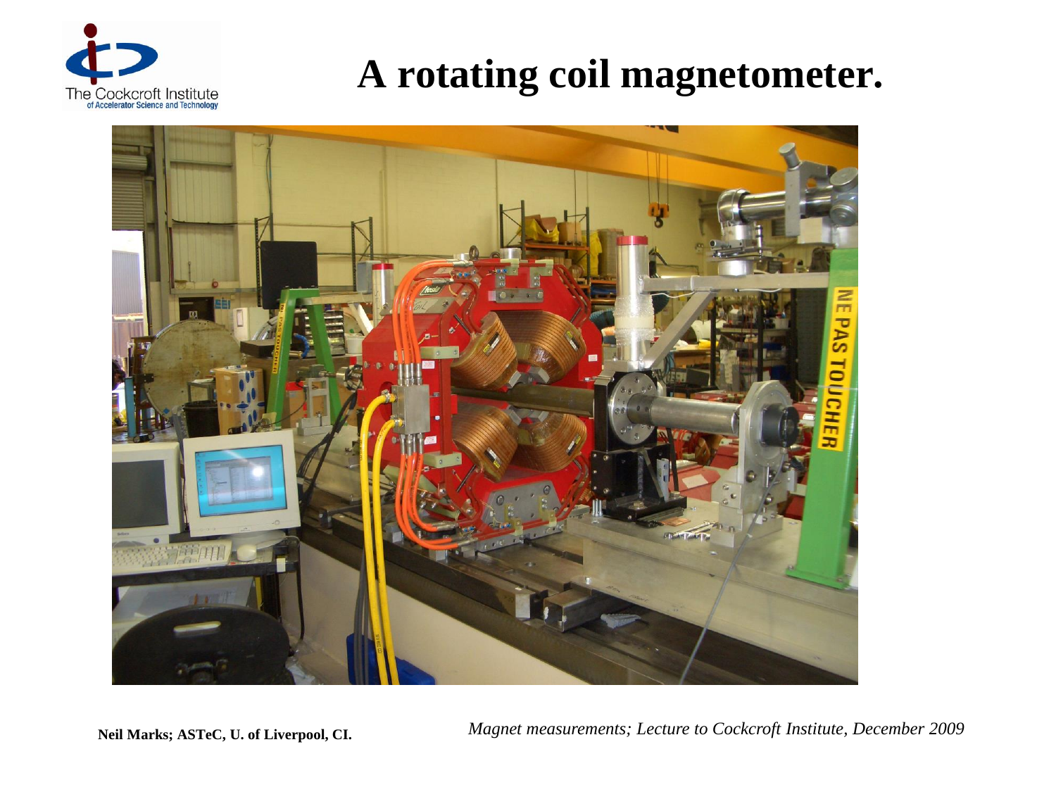# A rotating coil magnetometer.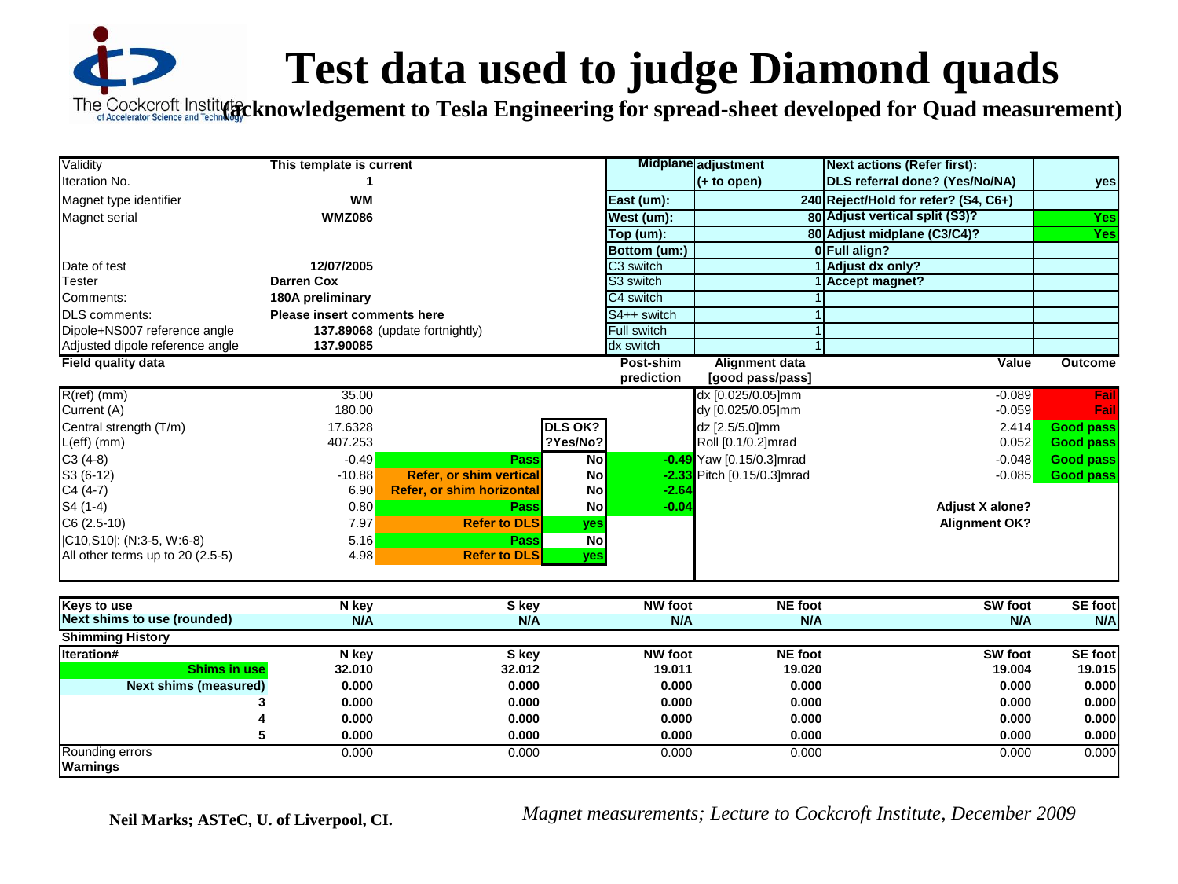# Test data used to judge Diamond quads

**(acknowledgement to Tesla Engineering for spread-sheet developed for Quad measurement)**

| Validity | This template is current | | | Midplane | adjustment | Next actions (Refer first): | |
|---|---|---|---|---|---|---|---|
| Iteration No. | 1 | | | | (+ to open) | DLS referral done? (Yes/No/NA) | yes |
| Magnet type identifier | WM | | | East (um): | 240 | Reject/Hold for refer? (S4, C6+) | |
| Magnet serial | WMZ086 | | | West (um): | 80 | Adjust vertical split (S3)? | Yes |
| | | | | Top (um): | 80 | Adjust midplane (C3/C4)? | Yes |
| | | | | Bottom (um:) | 0 | Full align? | |
| Date of test | 12/07/2005 | | | C3 switch | 1 | Adjust dx only? | |
| Tester | Darren Cox | | | S3 switch | 1 | Accept magnet? | |
| Comments: | 180A preliminary | | | C4 switch | 1 | | |
| DLS comments: | Please insert comments here | | | S4++ switch | 1 | | |
| Dipole+NS007 reference angle | 137.89068 (update fortnightly) | | | Full switch | 1 | | |
| Adjusted dipole reference angle | 137.90085 | | | dx switch | 1 | | |
| **Field quality data** | | | | **Post-shim prediction** | **Alignment data [good pass/pass]** | **Value** | **Outcome** |
| R(ref) (mm) | 35.00 | | | | dx [0.025/0.05]mm | -0.089 | Fail |
| Current (A) | 180.00 | | | | dy [0.025/0.05]mm | -0.059 | Fail |
| Central strength (T/m) | 17.6328 | | DLS OK? | | dz [2.5/5.0]mm | 2.414 | Good pass |
| L(eff) (mm) | 407.253 | | ?Yes/No? | | Roll [0.1/0.2]mrad | 0.052 | Good pass |
| C3 (4-8) | -0.49 | Pass | No | -0.49 | Yaw [0.15/0.3]mrad | -0.048 | Good pass |
| S3 (6-12) | -10.88 | Refer, or shim vertical | No | -2.33 | Pitch [0.15/0.3]mrad | -0.085 | Good pass |
| C4 (4-7) | 6.90 | Refer, or shim horizontal | No | -2.64 | | | |
| S4 (1-4) | 0.80 | Pass | No | -0.04 | | Adjust X alone? | |
| C6 (2.5-10) | 7.97 | Refer to DLS | yes | | | Alignment OK? | |
| \|C10,S10\|: (N:3-5, W:6-8) | 5.16 | Pass | No | | | | |
| All other terms up to 20 (2.5-5) | 4.98 | Refer to DLS | yes | | | | |

| Keys to use | N key | S key | NW foot | NE foot | SW foot | SE foot |
|---|---|---|---|---|---|---|
| **Next shims to use (rounded)** | N/A | N/A | N/A | N/A | N/A | N/A |
| **Shimming History** | | | | | | |
| **Iteration#** | **N key** | **S key** | **NW foot** | **NE foot** | **SW foot** | **SE foot** |
| Shims in use | 32.010 | 32.012 | 19.011 | 19.020 | 19.004 | 19.015 |
| Next shims (measured) | 0.000 | 0.000 | 0.000 | 0.000 | 0.000 | 0.000 |
| 3 | 0.000 | 0.000 | 0.000 | 0.000 | 0.000 | 0.000 |
| 4 | 0.000 | 0.000 | 0.000 | 0.000 | 0.000 | 0.000 |
| 5 | 0.000 | 0.000 | 0.000 | 0.000 | 0.000 | 0.000 |
| Rounding errors | 0.000 | 0.000 | 0.000 | 0.000 | 0.000 | 0.000 |
| **Warnings** | | | | | | |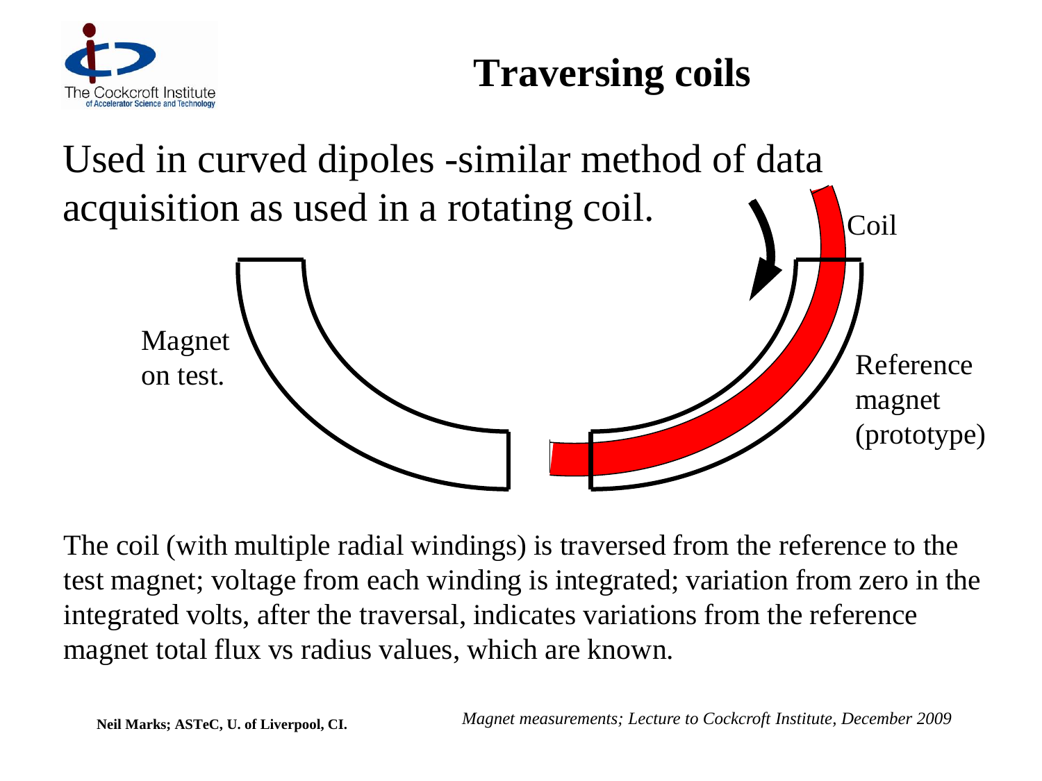# Traversing coils

Used in curved dipoles -similar method of data acquisition as used in a rotating coil.

Coil

Magnet on test.

Reference magnet (prototype)

The coil (with multiple radial windings) is traversed from the reference to the test magnet; voltage from each winding is integrated; variation from zero in the integrated volts, after the traversal, indicates variations from the reference magnet total flux vs radius values, which are known.